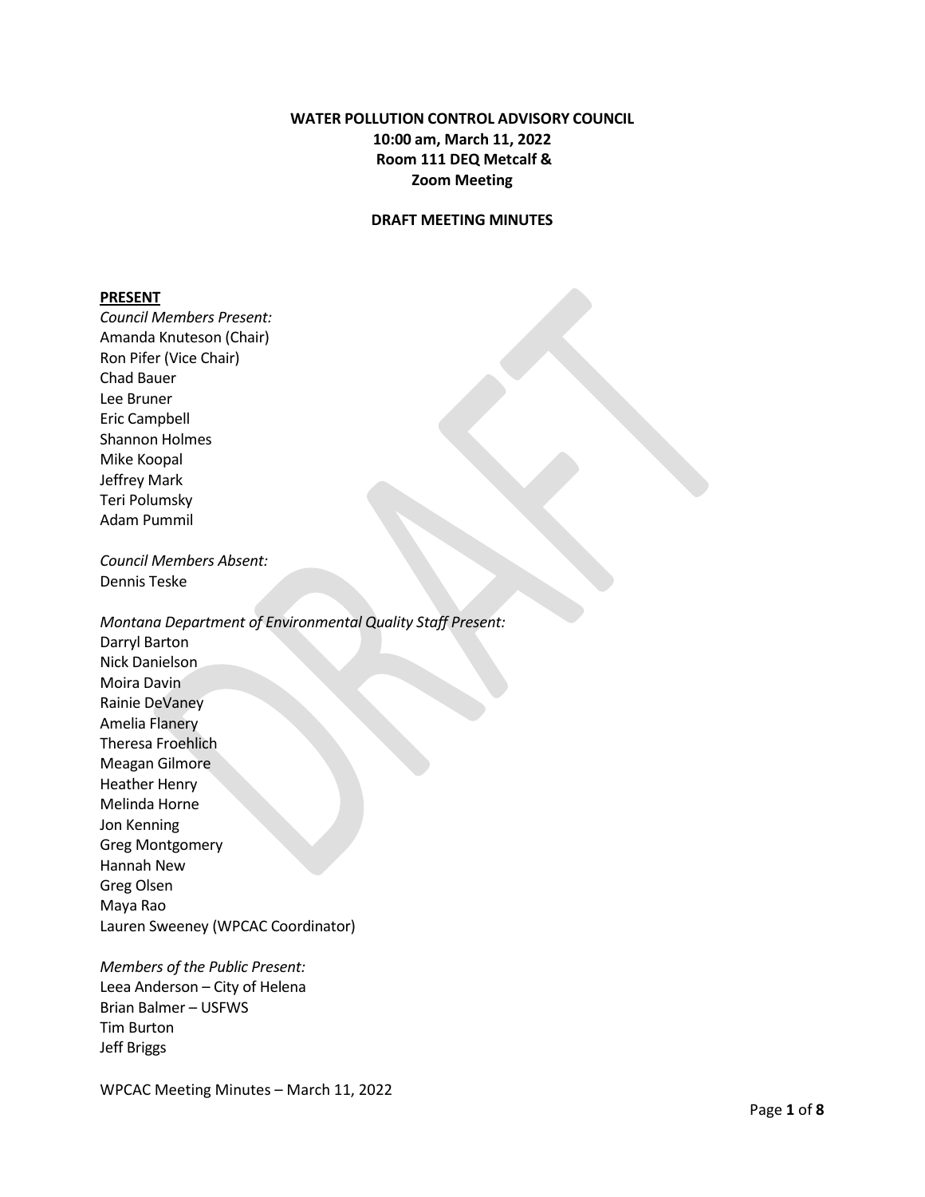**WATER POLLUTION CONTROL ADVISORY COUNCIL**
**10:00 am, March 11, 2022**
**Room 111 DEQ Metcalf &**
**Zoom Meeting**

**DRAFT MEETING MINUTES**

**PRESENT**

*Council Members Present:*
Amanda Knuteson (Chair)
Ron Pifer (Vice Chair)
Chad Bauer
Lee Bruner
Eric Campbell
Shannon Holmes
Mike Koopal
Jeffrey Mark
Teri Polumsky
Adam Pummil

*Council Members Absent:*
Dennis Teske

*Montana Department of Environmental Quality Staff Present:*
Darryl Barton
Nick Danielson
Moira Davin
Rainie DeVaney
Amelia Flanery
Theresa Froehlich
Meagan Gilmore
Heather Henry
Melinda Horne
Jon Kenning
Greg Montgomery
Hannah New
Greg Olsen
Maya Rao
Lauren Sweeney (WPCAC Coordinator)

*Members of the Public Present:*
Leea Anderson – City of Helena
Brian Balmer – USFWS
Tim Burton
Jeff Briggs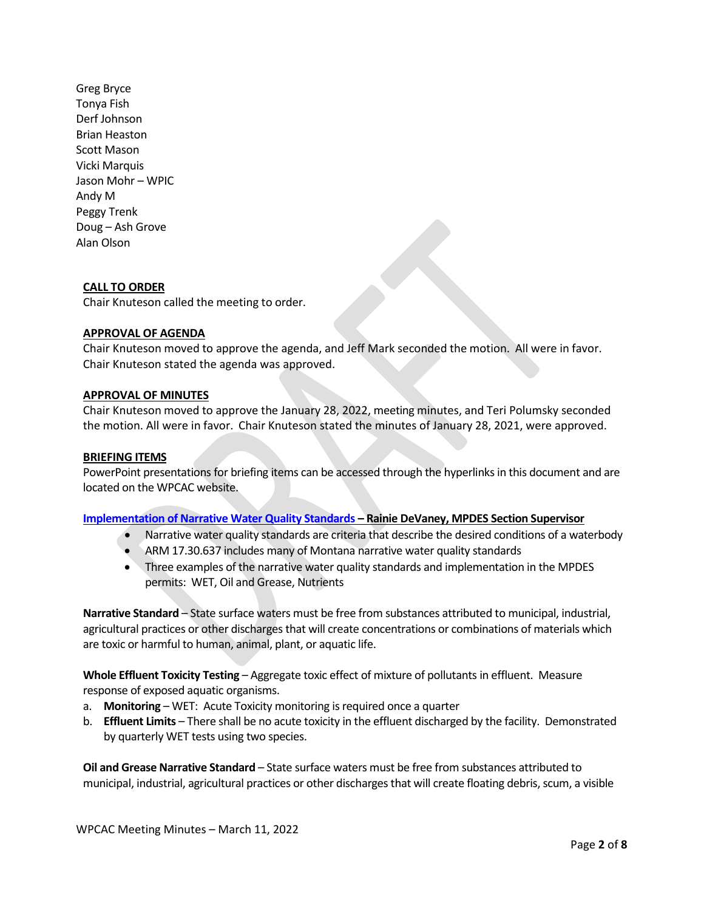Greg Bryce
Tonya Fish
Derf Johnson
Brian Heaston
Scott Mason
Vicki Marquis
Jason Mohr – WPIC
Andy M
Peggy Trenk
Doug – Ash Grove
Alan Olson

**CALL TO ORDER**

Chair Knuteson called the meeting to order.

**APPROVAL OF AGENDA**

Chair Knuteson moved to approve the agenda, and Jeff Mark seconded the motion. All were in favor. Chair Knuteson stated the agenda was approved.

**APPROVAL OF MINUTES**

Chair Knuteson moved to approve the January 28, 2022, meeting minutes, and Teri Polumsky seconded the motion. All were in favor. Chair Knuteson stated the minutes of January 28, 2021, were approved.

**BRIEFING ITEMS**

PowerPoint presentations for briefing items can be accessed through the hyperlinks in this document and are located on the WPCAC website.

**Implementation of Narrative Water Quality Standards – Rainie DeVaney, MPDES Section Supervisor**

- Narrative water quality standards are criteria that describe the desired conditions of a waterbody
- ARM 17.30.637 includes many of Montana narrative water quality standards
- Three examples of the narrative water quality standards and implementation in the MPDES permits: WET, Oil and Grease, Nutrients

**Narrative Standard** – State surface waters must be free from substances attributed to municipal, industrial, agricultural practices or other discharges that will create concentrations or combinations of materials which are toxic or harmful to human, animal, plant, or aquatic life.

**Whole Effluent Toxicity Testing** – Aggregate toxic effect of mixture of pollutants in effluent. Measure response of exposed aquatic organisms.

a. **Monitoring** – WET: Acute Toxicity monitoring is required once a quarter
b. **Effluent Limits** – There shall be no acute toxicity in the effluent discharged by the facility. Demonstrated by quarterly WET tests using two species.

**Oil and Grease Narrative Standard** – State surface waters must be free from substances attributed to municipal, industrial, agricultural practices or other discharges that will create floating debris, scum, a visible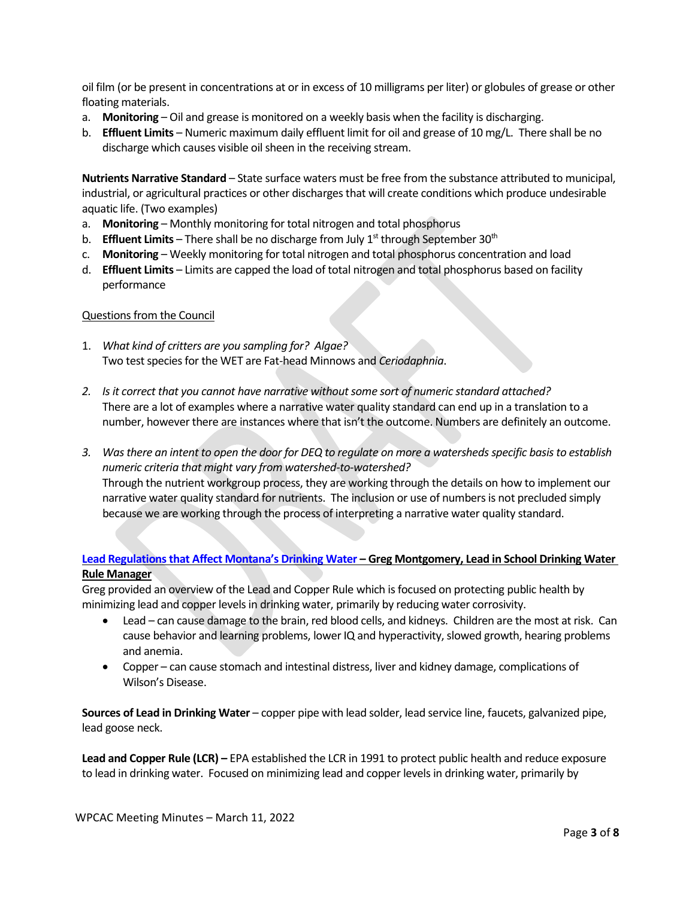oil film (or be present in concentrations at or in excess of 10 milligrams per liter) or globules of grease or other floating materials.

a. **Monitoring** – Oil and grease is monitored on a weekly basis when the facility is discharging.
b. **Effluent Limits** – Numeric maximum daily effluent limit for oil and grease of 10 mg/L. There shall be no discharge which causes visible oil sheen in the receiving stream.

**Nutrients Narrative Standard** – State surface waters must be free from the substance attributed to municipal, industrial, or agricultural practices or other discharges that will create conditions which produce undesirable aquatic life. (Two examples)

a. **Monitoring** – Monthly monitoring for total nitrogen and total phosphorus
b. **Effluent Limits** – There shall be no discharge from July 1st through September 30th
c. **Monitoring** – Weekly monitoring for total nitrogen and total phosphorus concentration and load
d. **Effluent Limits** – Limits are capped the load of total nitrogen and total phosphorus based on facility performance

Questions from the Council

1. *What kind of critters are you sampling for? Algae?*
   Two test species for the WET are Fat-head Minnows and *Ceriodaphnia*.

2. *Is it correct that you cannot have narrative without some sort of numeric standard attached?*
   There are a lot of examples where a narrative water quality standard can end up in a translation to a number, however there are instances where that isn't the outcome. Numbers are definitely an outcome.

3. *Was there an intent to open the door for DEQ to regulate on more a watersheds specific basis to establish numeric criteria that might vary from watershed-to-watershed?*
   Through the nutrient workgroup process, they are working through the details on how to implement our narrative water quality standard for nutrients. The inclusion or use of numbers is not precluded simply because we are working through the process of interpreting a narrative water quality standard.

**Lead Regulations that Affect Montana's Drinking Water – Greg Montgomery, Lead in School Drinking Water Rule Manager**

Greg provided an overview of the Lead and Copper Rule which is focused on protecting public health by minimizing lead and copper levels in drinking water, primarily by reducing water corrosivity.

- Lead – can cause damage to the brain, red blood cells, and kidneys. Children are the most at risk. Can cause behavior and learning problems, lower IQ and hyperactivity, slowed growth, hearing problems and anemia.
- Copper – can cause stomach and intestinal distress, liver and kidney damage, complications of Wilson's Disease.

**Sources of Lead in Drinking Water** – copper pipe with lead solder, lead service line, faucets, galvanized pipe, lead goose neck.

**Lead and Copper Rule (LCR) –** EPA established the LCR in 1991 to protect public health and reduce exposure to lead in drinking water. Focused on minimizing lead and copper levels in drinking water, primarily by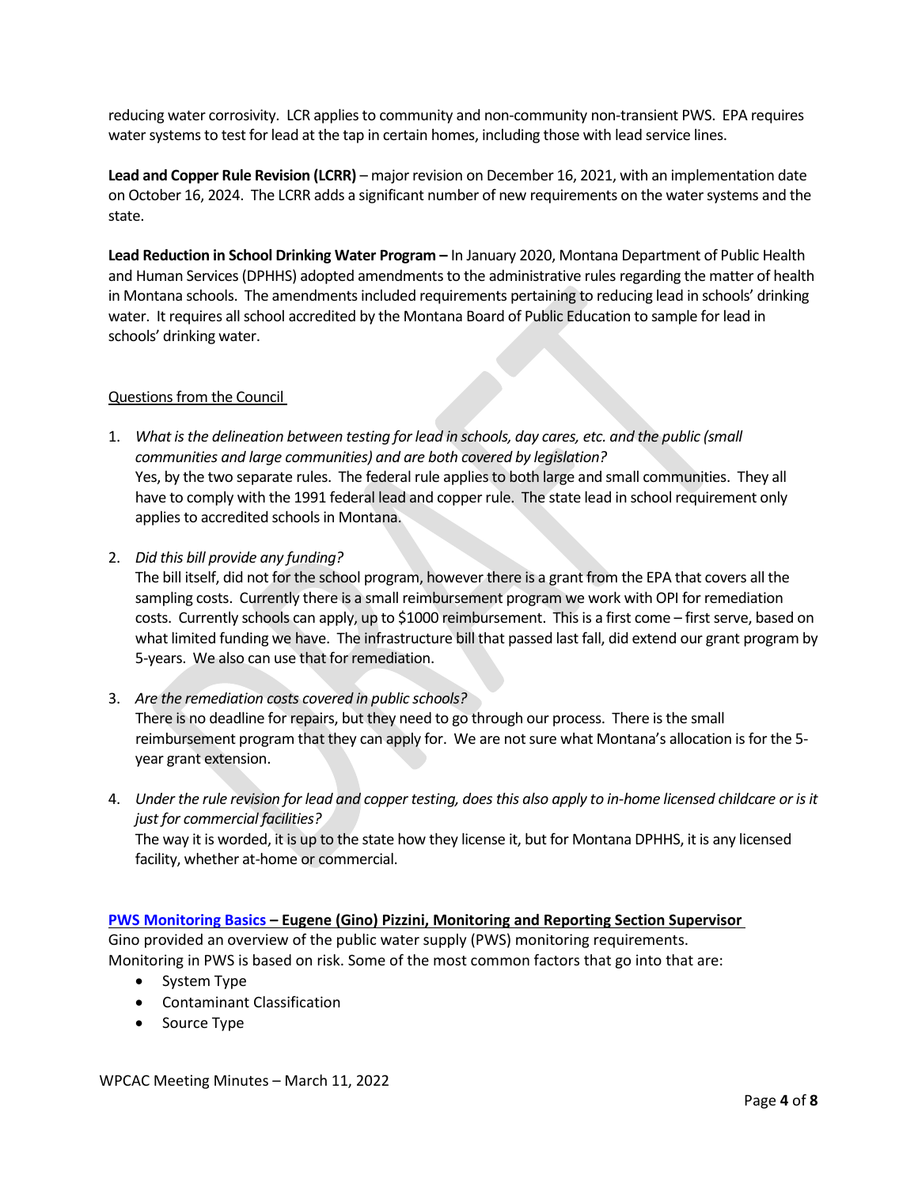reducing water corrosivity. LCR applies to community and non-community non-transient PWS. EPA requires water systems to test for lead at the tap in certain homes, including those with lead service lines.

**Lead and Copper Rule Revision (LCRR)** – major revision on December 16, 2021, with an implementation date on October 16, 2024. The LCRR adds a significant number of new requirements on the water systems and the state.

**Lead Reduction in School Drinking Water Program –** In January 2020, Montana Department of Public Health and Human Services (DPHHS) adopted amendments to the administrative rules regarding the matter of health in Montana schools. The amendments included requirements pertaining to reducing lead in schools' drinking water. It requires all school accredited by the Montana Board of Public Education to sample for lead in schools' drinking water.

Questions from the Council

1. *What is the delineation between testing for lead in schools, day cares, etc. and the public (small communities and large communities) and are both covered by legislation?*
   Yes, by the two separate rules. The federal rule applies to both large and small communities. They all have to comply with the 1991 federal lead and copper rule. The state lead in school requirement only applies to accredited schools in Montana.

2. *Did this bill provide any funding?*
   The bill itself, did not for the school program, however there is a grant from the EPA that covers all the sampling costs. Currently there is a small reimbursement program we work with OPI for remediation costs. Currently schools can apply, up to $1000 reimbursement. This is a first come – first serve, based on what limited funding we have. The infrastructure bill that passed last fall, did extend our grant program by 5-years. We also can use that for remediation.

3. *Are the remediation costs covered in public schools?*
   There is no deadline for repairs, but they need to go through our process. There is the small reimbursement program that they can apply for. We are not sure what Montana's allocation is for the 5-year grant extension.

4. *Under the rule revision for lead and copper testing, does this also apply to in-home licensed childcare or is it just for commercial facilities?*
   The way it is worded, it is up to the state how they license it, but for Montana DPHHS, it is any licensed facility, whether at-home or commercial.

**PWS Monitoring Basics – Eugene (Gino) Pizzini, Monitoring and Reporting Section Supervisor**

Gino provided an overview of the public water supply (PWS) monitoring requirements.
Monitoring in PWS is based on risk. Some of the most common factors that go into that are:

- System Type
- Contaminant Classification
- Source Type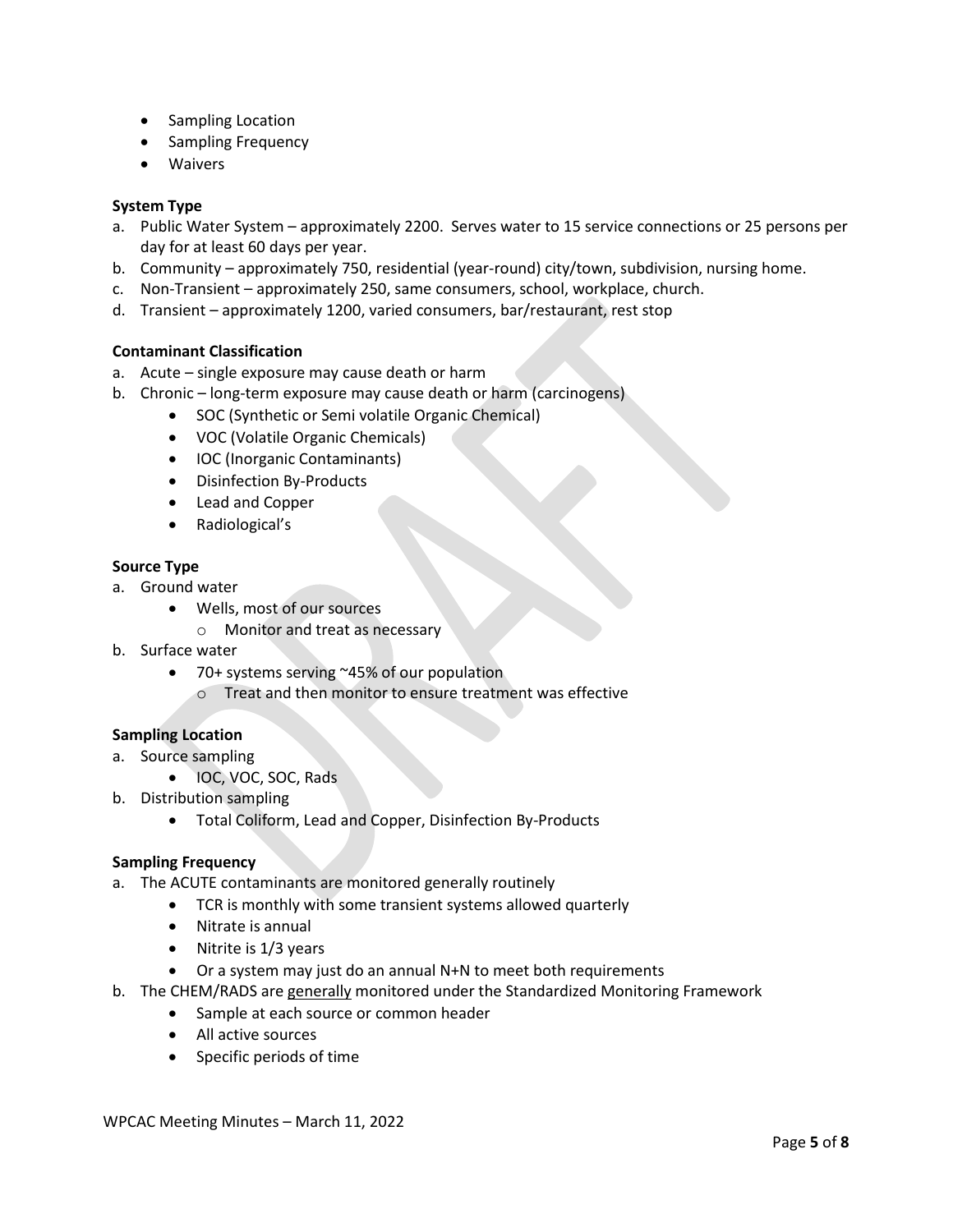- Sampling Location
- Sampling Frequency
- Waivers

**System Type**

a. Public Water System – approximately 2200. Serves water to 15 service connections or 25 persons per day for at least 60 days per year.
b. Community – approximately 750, residential (year-round) city/town, subdivision, nursing home.
c. Non-Transient – approximately 250, same consumers, school, workplace, church.
d. Transient – approximately 1200, varied consumers, bar/restaurant, rest stop

**Contaminant Classification**

a. Acute – single exposure may cause death or harm
b. Chronic – long-term exposure may cause death or harm (carcinogens)
    - SOC (Synthetic or Semi volatile Organic Chemical)
    - VOC (Volatile Organic Chemicals)
    - IOC (Inorganic Contaminants)
    - Disinfection By-Products
    - Lead and Copper
    - Radiological's

**Source Type**

a. Ground water
    - Wells, most of our sources
        - Monitor and treat as necessary
b. Surface water
    - 70+ systems serving ~45% of our population
        - Treat and then monitor to ensure treatment was effective

**Sampling Location**

a. Source sampling
    - IOC, VOC, SOC, Rads
b. Distribution sampling
    - Total Coliform, Lead and Copper, Disinfection By-Products

**Sampling Frequency**

a. The ACUTE contaminants are monitored generally routinely
    - TCR is monthly with some transient systems allowed quarterly
    - Nitrate is annual
    - Nitrite is 1/3 years
    - Or a system may just do an annual N+N to meet both requirements
b. The CHEM/RADS are <u>generally</u> monitored under the Standardized Monitoring Framework
    - Sample at each source or common header
    - All active sources
    - Specific periods of time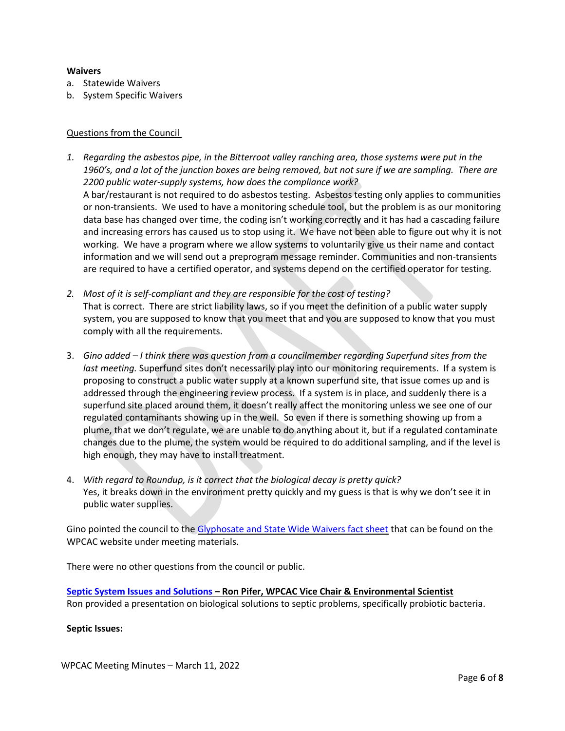**Waivers**

a. Statewide Waivers
b. System Specific Waivers

Questions from the Council

1. *Regarding the asbestos pipe, in the Bitterroot valley ranching area, those systems were put in the 1960's, and a lot of the junction boxes are being removed, but not sure if we are sampling. There are 2200 public water-supply systems, how does the compliance work?*
   A bar/restaurant is not required to do asbestos testing. Asbestos testing only applies to communities or non-transients. We used to have a monitoring schedule tool, but the problem is as our monitoring data base has changed over time, the coding isn't working correctly and it has had a cascading failure and increasing errors has caused us to stop using it. We have not been able to figure out why it is not working. We have a program where we allow systems to voluntarily give us their name and contact information and we will send out a preprogram message reminder. Communities and non-transients are required to have a certified operator, and systems depend on the certified operator for testing.

2. *Most of it is self-compliant and they are responsible for the cost of testing?*
   That is correct. There are strict liability laws, so if you meet the definition of a public water supply system, you are supposed to know that you meet that and you are supposed to know that you must comply with all the requirements.

3. *Gino added – I think there was question from a councilmember regarding Superfund sites from the last meeting.* Superfund sites don't necessarily play into our monitoring requirements. If a system is proposing to construct a public water supply at a known superfund site, that issue comes up and is addressed through the engineering review process. If a system is in place, and suddenly there is a superfund site placed around them, it doesn't really affect the monitoring unless we see one of our regulated contaminants showing up in the well. So even if there is something showing up from a plume, that we don't regulate, we are unable to do anything about it, but if a regulated contaminate changes due to the plume, the system would be required to do additional sampling, and if the level is high enough, they may have to install treatment.

4. *With regard to Roundup, is it correct that the biological decay is pretty quick?*
   Yes, it breaks down in the environment pretty quickly and my guess is that is why we don't see it in public water supplies.

Gino pointed the council to the Glyphosate and State Wide Waivers fact sheet that can be found on the WPCAC website under meeting materials.

There were no other questions from the council or public.

**Septic System Issues and Solutions – Ron Pifer, WPCAC Vice Chair & Environmental Scientist**

Ron provided a presentation on biological solutions to septic problems, specifically probiotic bacteria.

**Septic Issues:**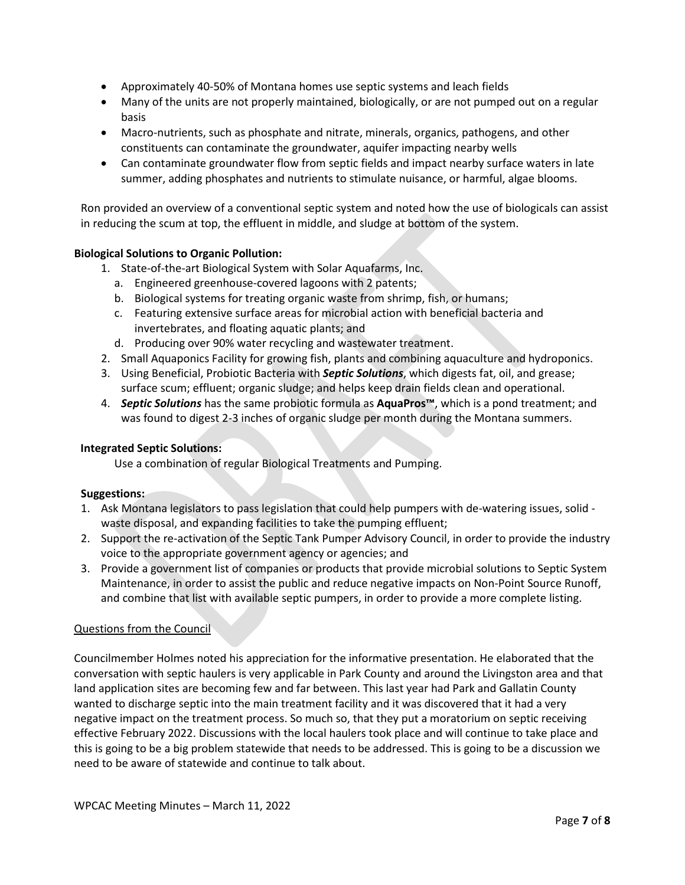- Approximately 40-50% of Montana homes use septic systems and leach fields
- Many of the units are not properly maintained, biologically, or are not pumped out on a regular basis
- Macro-nutrients, such as phosphate and nitrate, minerals, organics, pathogens, and other constituents can contaminate the groundwater, aquifer impacting nearby wells
- Can contaminate groundwater flow from septic fields and impact nearby surface waters in late summer, adding phosphates and nutrients to stimulate nuisance, or harmful, algae blooms.

Ron provided an overview of a conventional septic system and noted how the use of biologicals can assist in reducing the scum at top, the effluent in middle, and sludge at bottom of the system.

**Biological Solutions to Organic Pollution:**

1. State-of-the-art Biological System with Solar Aquafarms, Inc.
   a. Engineered greenhouse-covered lagoons with 2 patents;
   b. Biological systems for treating organic waste from shrimp, fish, or humans;
   c. Featuring extensive surface areas for microbial action with beneficial bacteria and invertebrates, and floating aquatic plants; and
   d. Producing over 90% water recycling and wastewater treatment.
2. Small Aquaponics Facility for growing fish, plants and combining aquaculture and hydroponics.
3. Using Beneficial, Probiotic Bacteria with ***Septic Solutions***, which digests fat, oil, and grease; surface scum; effluent; organic sludge; and helps keep drain fields clean and operational.
4. ***Septic Solutions*** has the same probiotic formula as **AquaPros™**, which is a pond treatment; and was found to digest 2-3 inches of organic sludge per month during the Montana summers.

**Integrated Septic Solutions:**

Use a combination of regular Biological Treatments and Pumping.

**Suggestions:**

1. Ask Montana legislators to pass legislation that could help pumpers with de-watering issues, solid -waste disposal, and expanding facilities to take the pumping effluent;
2. Support the re-activation of the Septic Tank Pumper Advisory Council, in order to provide the industry voice to the appropriate government agency or agencies; and
3. Provide a government list of companies or products that provide microbial solutions to Septic System Maintenance, in order to assist the public and reduce negative impacts on Non-Point Source Runoff, and combine that list with available septic pumpers, in order to provide a more complete listing.

<u>Questions from the Council</u>

Councilmember Holmes noted his appreciation for the informative presentation. He elaborated that the conversation with septic haulers is very applicable in Park County and around the Livingston area and that land application sites are becoming few and far between. This last year had Park and Gallatin County wanted to discharge septic into the main treatment facility and it was discovered that it had a very negative impact on the treatment process. So much so, that they put a moratorium on septic receiving effective February 2022. Discussions with the local haulers took place and will continue to take place and this is going to be a big problem statewide that needs to be addressed. This is going to be a discussion we need to be aware of statewide and continue to talk about.

WPCAC Meeting Minutes – March 11, 2022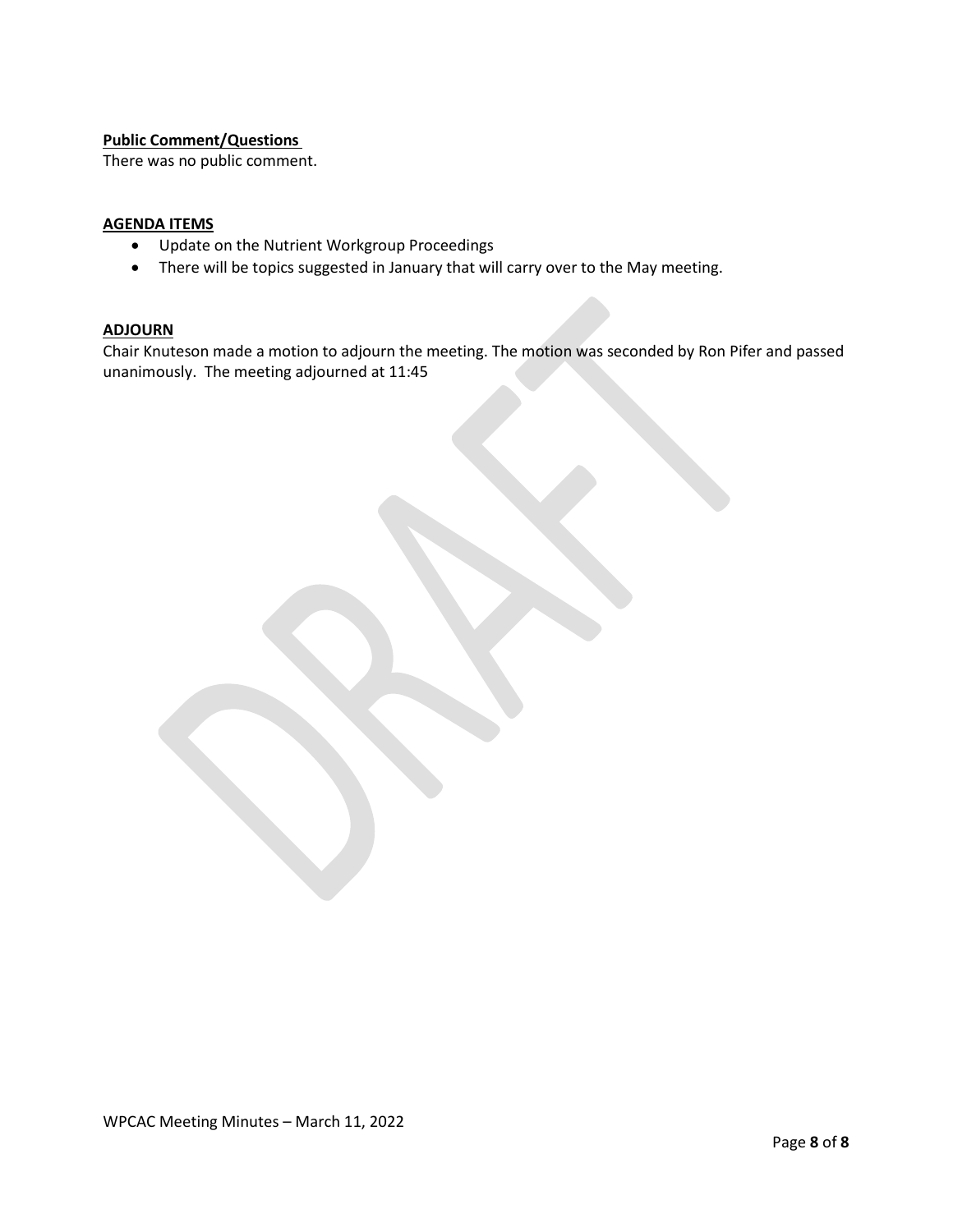**Public Comment/Questions**

There was no public comment.

**AGENDA ITEMS**

- Update on the Nutrient Workgroup Proceedings
- There will be topics suggested in January that will carry over to the May meeting.

**ADJOURN**

Chair Knuteson made a motion to adjourn the meeting. The motion was seconded by Ron Pifer and passed unanimously. The meeting adjourned at 11:45